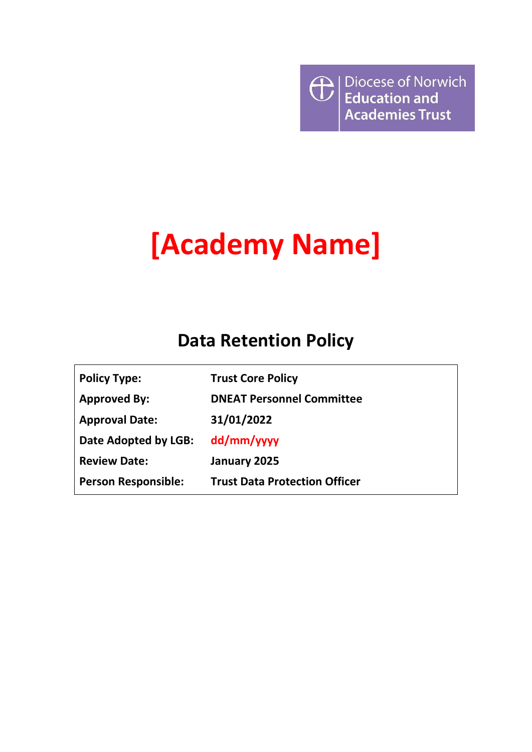Diocese of Norwich Education and Academies Trust

# [Academy Name]

## Data Retention Policy

| | |
|---|---|
| **Policy Type:** | **Trust Core Policy** |
| **Approved By:** | **DNEAT Personnel Committee** |
| **Approval Date:** | **31/01/2022** |
| **Date Adopted by LGB:** | **dd/mm/yyyy** |
| **Review Date:** | **January 2025** |
| **Person Responsible:** | **Trust Data Protection Officer** |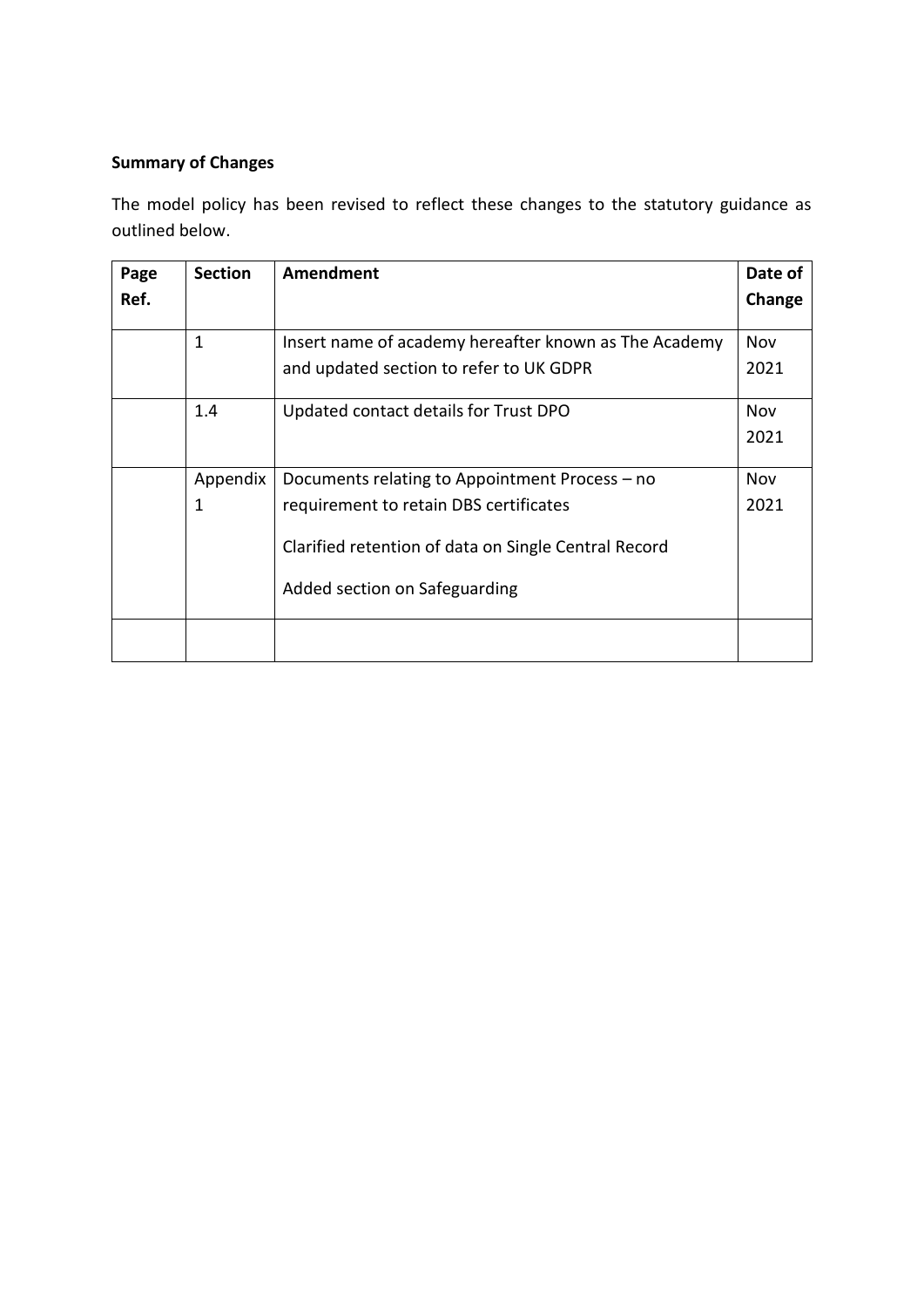**Summary of Changes**

The model policy has been revised to reflect these changes to the statutory guidance as outlined below.

| Page Ref. | Section | Amendment | Date of Change |
|---|---|---|---|
| | 1 | Insert name of academy hereafter known as The Academy and updated section to refer to UK GDPR | Nov 2021 |
| | 1.4 | Updated contact details for Trust DPO | Nov 2021 |
| | Appendix 1 | Documents relating to Appointment Process – no requirement to retain DBS certificates<br><br>Clarified retention of data on Single Central Record<br><br>Added section on Safeguarding | Nov 2021 |
| | | | |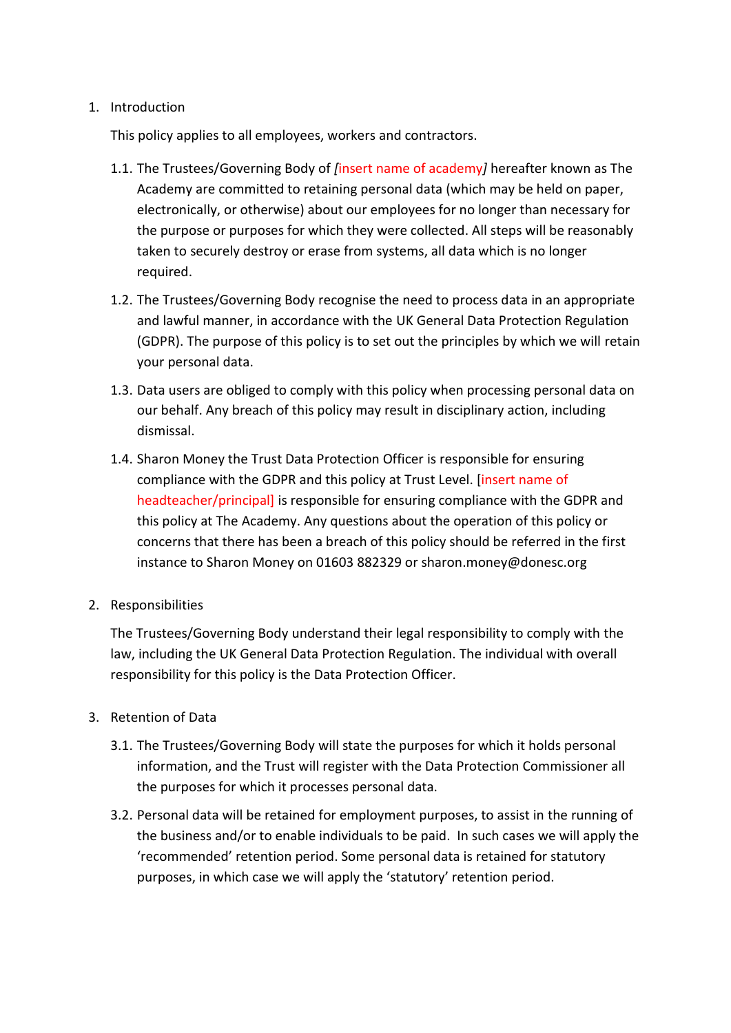1. Introduction

   This policy applies to all employees, workers and contractors.

   1.1. The Trustees/Governing Body of *[*insert name of academy*]* hereafter known as The Academy are committed to retaining personal data (which may be held on paper, electronically, or otherwise) about our employees for no longer than necessary for the purpose or purposes for which they were collected. All steps will be reasonably taken to securely destroy or erase from systems, all data which is no longer required.

   1.2. The Trustees/Governing Body recognise the need to process data in an appropriate and lawful manner, in accordance with the UK General Data Protection Regulation (GDPR). The purpose of this policy is to set out the principles by which we will retain your personal data.

   1.3. Data users are obliged to comply with this policy when processing personal data on our behalf. Any breach of this policy may result in disciplinary action, including dismissal.

   1.4. Sharon Money the Trust Data Protection Officer is responsible for ensuring compliance with the GDPR and this policy at Trust Level. [insert name of headteacher/principal] is responsible for ensuring compliance with the GDPR and this policy at The Academy. Any questions about the operation of this policy or concerns that there has been a breach of this policy should be referred in the first instance to Sharon Money on 01603 882329 or sharon.money@donesc.org

2. Responsibilities

   The Trustees/Governing Body understand their legal responsibility to comply with the law, including the UK General Data Protection Regulation. The individual with overall responsibility for this policy is the Data Protection Officer.

3. Retention of Data

   3.1. The Trustees/Governing Body will state the purposes for which it holds personal information, and the Trust will register with the Data Protection Commissioner all the purposes for which it processes personal data.

   3.2. Personal data will be retained for employment purposes, to assist in the running of the business and/or to enable individuals to be paid. In such cases we will apply the 'recommended' retention period. Some personal data is retained for statutory purposes, in which case we will apply the 'statutory' retention period.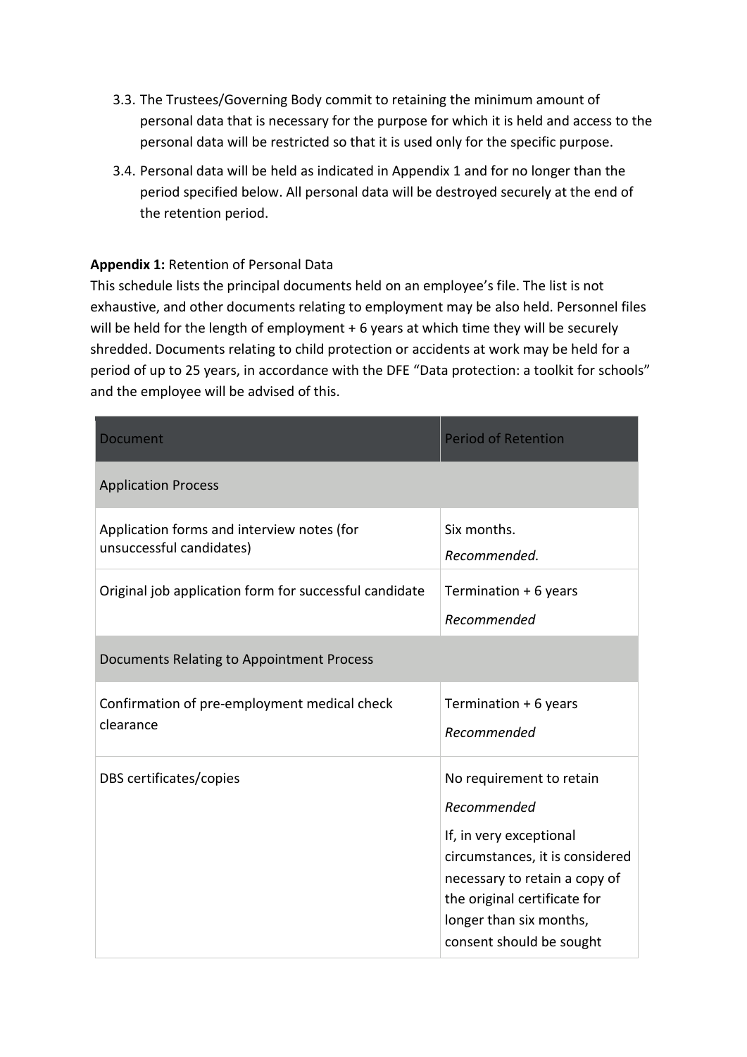3.3. The Trustees/Governing Body commit to retaining the minimum amount of personal data that is necessary for the purpose for which it is held and access to the personal data will be restricted so that it is used only for the specific purpose.

3.4. Personal data will be held as indicated in Appendix 1 and for no longer than the period specified below. All personal data will be destroyed securely at the end of the retention period.

**Appendix 1:** Retention of Personal Data

This schedule lists the principal documents held on an employee's file. The list is not exhaustive, and other documents relating to employment may be also held. Personnel files will be held for the length of employment + 6 years at which time they will be securely shredded. Documents relating to child protection or accidents at work may be held for a period of up to 25 years, in accordance with the DFE "Data protection: a toolkit for schools" and the employee will be advised of this.

| Document | Period of Retention |
|---|---|
| Application Process | |
| Application forms and interview notes (for unsuccessful candidates) | Six months.<br>*Recommended.* |
| Original job application form for successful candidate | Termination + 6 years<br>*Recommended* |
| Documents Relating to Appointment Process | |
| Confirmation of pre-employment medical check clearance | Termination + 6 years<br>*Recommended* |
| DBS certificates/copies | No requirement to retain<br>*Recommended*<br>If, in very exceptional circumstances, it is considered necessary to retain a copy of the original certificate for longer than six months, consent should be sought |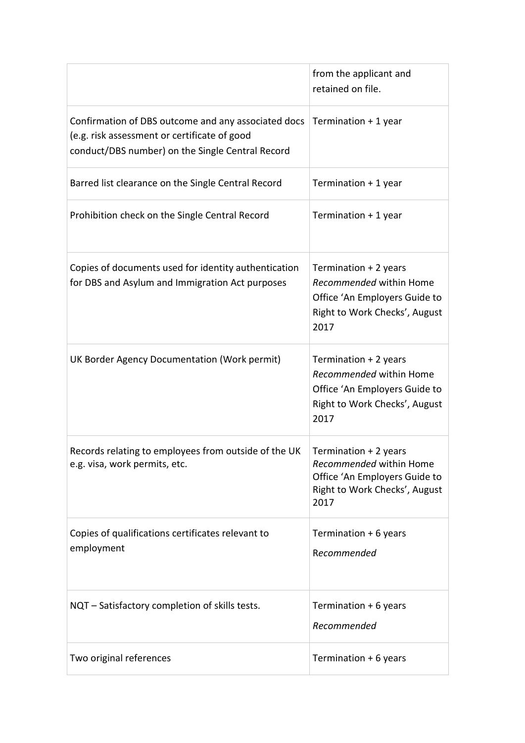| | |
|---|---|
| | from the applicant and retained on file. |
| Confirmation of DBS outcome and any associated docs (e.g. risk assessment or certificate of good conduct/DBS number) on the Single Central Record | Termination + 1 year |
| Barred list clearance on the Single Central Record | Termination + 1 year |
| Prohibition check on the Single Central Record | Termination + 1 year |
| Copies of documents used for identity authentication for DBS and Asylum and Immigration Act purposes | Termination + 2 years *Recommended* within Home Office 'An Employers Guide to Right to Work Checks', August 2017 |
| UK Border Agency Documentation (Work permit) | Termination + 2 years *Recommended* within Home Office 'An Employers Guide to Right to Work Checks', August 2017 |
| Records relating to employees from outside of the UK e.g. visa, work permits, etc. | Termination + 2 years *Recommended* within Home Office 'An Employers Guide to Right to Work Checks', August 2017 |
| Copies of qualifications certificates relevant to employment | Termination + 6 years *Recommended* |
| NQT – Satisfactory completion of skills tests. | Termination + 6 years *Recommended* |
| Two original references | Termination + 6 years |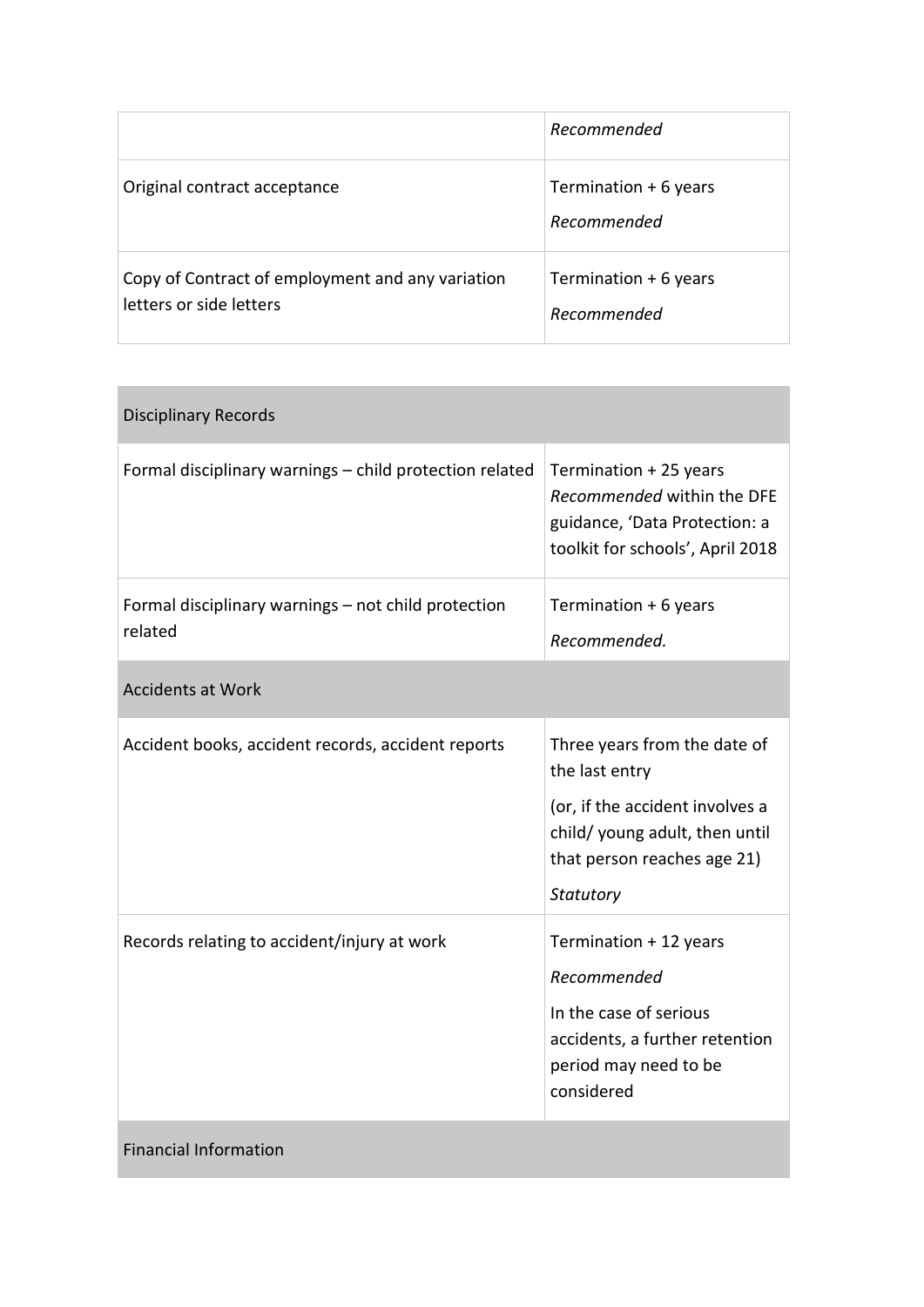| | |
|---|---|
| | *Recommended* |
| Original contract acceptance | Termination + 6 years<br>*Recommended* |
| Copy of Contract of employment and any variation letters or side letters | Termination + 6 years<br>*Recommended* |

| Disciplinary Records | |
|---|---|
| Formal disciplinary warnings – child protection related | Termination + 25 years<br>*Recommended* within the DFE guidance, 'Data Protection: a toolkit for schools', April 2018 |
| Formal disciplinary warnings – not child protection related | Termination + 6 years<br>*Recommended.* |
| **Accidents at Work** | |
| Accident books, accident records, accident reports | Three years from the date of the last entry<br>(or, if the accident involves a child/ young adult, then until that person reaches age 21)<br>*Statutory* |
| Records relating to accident/injury at work | Termination + 12 years<br>*Recommended*<br>In the case of serious accidents, a further retention period may need to be considered |
| **Financial Information** | |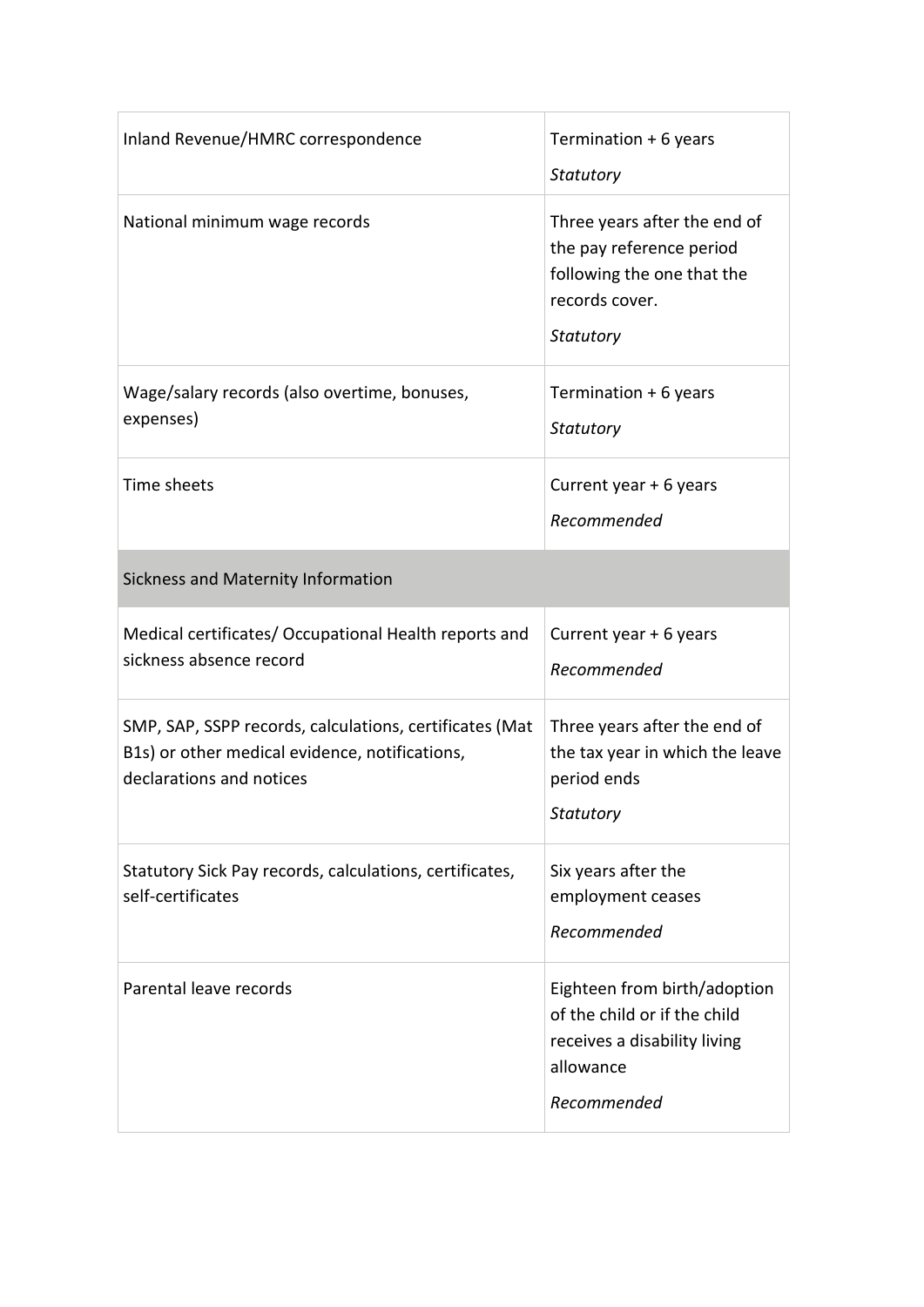| | |
|---|---|
| Inland Revenue/HMRC correspondence | Termination + 6 years<br>*Statutory* |
| National minimum wage records | Three years after the end of the pay reference period following the one that the records cover.<br>*Statutory* |
| Wage/salary records (also overtime, bonuses, expenses) | Termination + 6 years<br>*Statutory* |
| Time sheets | Current year + 6 years<br>*Recommended* |
| Sickness and Maternity Information | |
| Medical certificates/ Occupational Health reports and sickness absence record | Current year + 6 years<br>*Recommended* |
| SMP, SAP, SSPP records, calculations, certificates (Mat B1s) or other medical evidence, notifications, declarations and notices | Three years after the end of the tax year in which the leave period ends<br>*Statutory* |
| Statutory Sick Pay records, calculations, certificates, self-certificates | Six years after the employment ceases<br>*Recommended* |
| Parental leave records | Eighteen from birth/adoption of the child or if the child receives a disability living allowance<br>*Recommended* |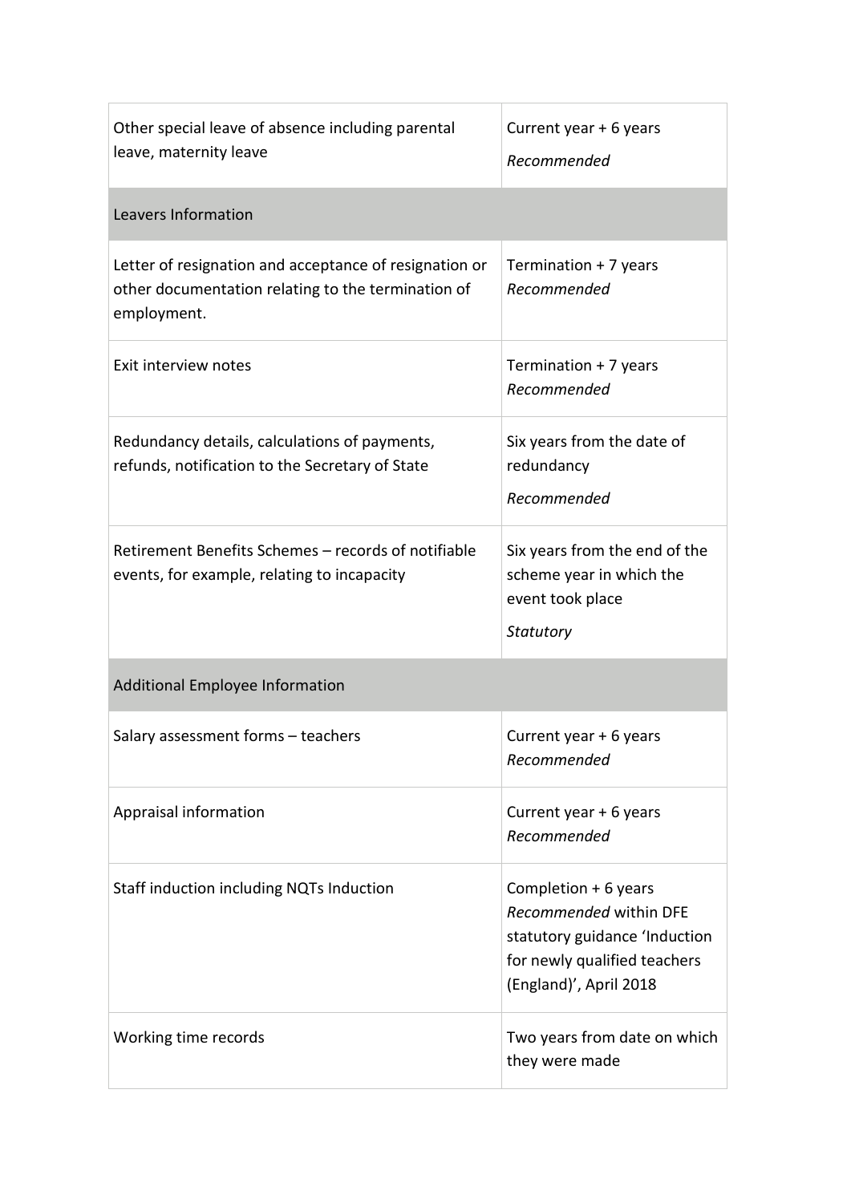| | |
|---|---|
| Other special leave of absence including parental leave, maternity leave | Current year + 6 years<br>*Recommended* |
| **Leavers Information** | |
| Letter of resignation and acceptance of resignation or other documentation relating to the termination of employment. | Termination + 7 years<br>*Recommended* |
| Exit interview notes | Termination + 7 years<br>*Recommended* |
| Redundancy details, calculations of payments, refunds, notification to the Secretary of State | Six years from the date of redundancy<br>*Recommended* |
| Retirement Benefits Schemes – records of notifiable events, for example, relating to incapacity | Six years from the end of the scheme year in which the event took place<br>*Statutory* |
| **Additional Employee Information** | |
| Salary assessment forms – teachers | Current year + 6 years<br>*Recommended* |
| Appraisal information | Current year + 6 years<br>*Recommended* |
| Staff induction including NQTs Induction | Completion + 6 years<br>*Recommended* within DFE statutory guidance 'Induction for newly qualified teachers (England)', April 2018 |
| Working time records | Two years from date on which they were made |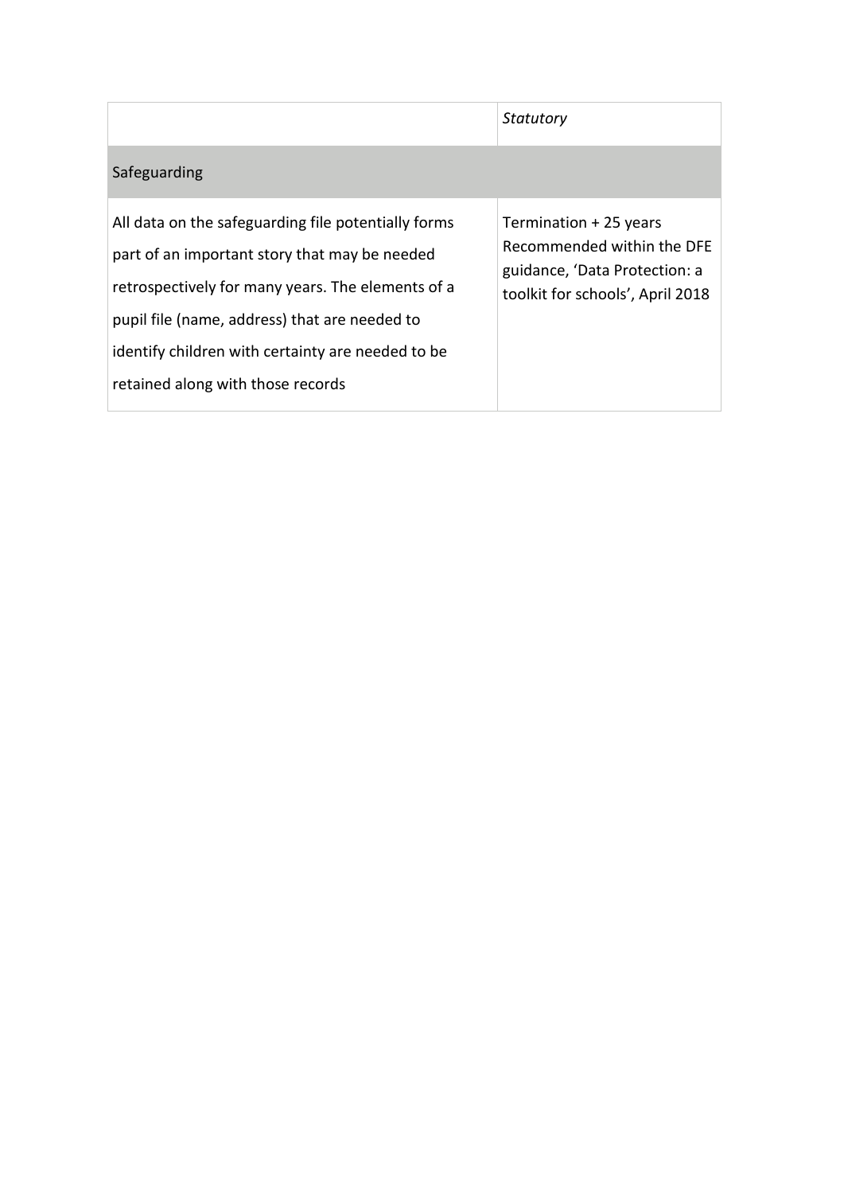| | |
|---|---|
| | *Statutory* |
| Safeguarding | |
| All data on the safeguarding file potentially forms part of an important story that may be needed retrospectively for many years. The elements of a pupil file (name, address) that are needed to identify children with certainty are needed to be retained along with those records | Termination + 25 years Recommended within the DFE guidance, 'Data Protection: a toolkit for schools', April 2018 |